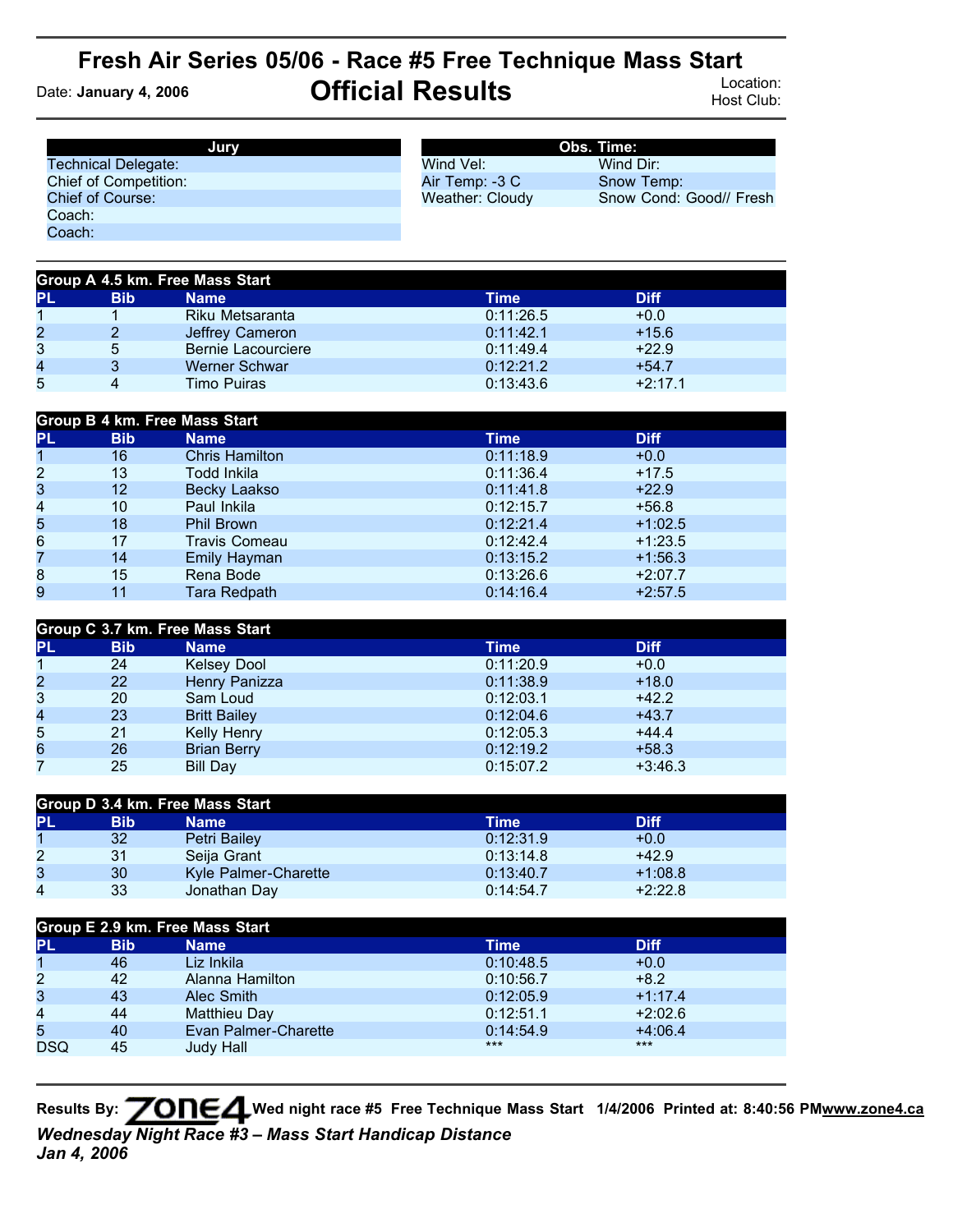# Fresh Air Series 05/06 - Race #5 Free Technique Mass Start

## Official Results

Date: **January 4, 2006**

Location:
Host Club:

| Jury | |
|---|---|
| Technical Delegate: | |
| Chief of Competition: | |
| Chief of Course: | |
| Coach: | |
| Coach: | |

| Obs. Time: | |
|---|---|
| Wind Vel: | Wind Dir: |
| Air Temp: -3 C | Snow Temp: |
| Weather: Cloudy | Snow Cond: Good// Fresh |

**Group A 4.5 km. Free Mass Start**

| PL | Bib | Name | Time | Diff |
|---|---|---|---|---|
| 1 | 1 | Riku Metsaranta | 0:11:26.5 | +0.0 |
| 2 | 2 | Jeffrey Cameron | 0:11:42.1 | +15.6 |
| 3 | 5 | Bernie Lacourciere | 0:11:49.4 | +22.9 |
| 4 | 3 | Werner Schwar | 0:12:21.2 | +54.7 |
| 5 | 4 | Timo Puiras | 0:13:43.6 | +2:17.1 |

**Group B 4 km. Free Mass Start**

| PL | Bib | Name | Time | Diff |
|---|---|---|---|---|
| 1 | 16 | Chris Hamilton | 0:11:18.9 | +0.0 |
| 2 | 13 | Todd Inkila | 0:11:36.4 | +17.5 |
| 3 | 12 | Becky Laakso | 0:11:41.8 | +22.9 |
| 4 | 10 | Paul Inkila | 0:12:15.7 | +56.8 |
| 5 | 18 | Phil Brown | 0:12:21.4 | +1:02.5 |
| 6 | 17 | Travis Comeau | 0:12:42.4 | +1:23.5 |
| 7 | 14 | Emily Hayman | 0:13:15.2 | +1:56.3 |
| 8 | 15 | Rena Bode | 0:13:26.6 | +2:07.7 |
| 9 | 11 | Tara Redpath | 0:14:16.4 | +2:57.5 |

**Group C 3.7 km. Free Mass Start**

| PL | Bib | Name | Time | Diff |
|---|---|---|---|---|
| 1 | 24 | Kelsey Dool | 0:11:20.9 | +0.0 |
| 2 | 22 | Henry Panizza | 0:11:38.9 | +18.0 |
| 3 | 20 | Sam Loud | 0:12:03.1 | +42.2 |
| 4 | 23 | Britt Bailey | 0:12:04.6 | +43.7 |
| 5 | 21 | Kelly Henry | 0:12:05.3 | +44.4 |
| 6 | 26 | Brian Berry | 0:12:19.2 | +58.3 |
| 7 | 25 | Bill Day | 0:15:07.2 | +3:46.3 |

**Group D 3.4 km. Free Mass Start**

| PL | Bib | Name | Time | Diff |
|---|---|---|---|---|
| 1 | 32 | Petri Bailey | 0:12:31.9 | +0.0 |
| 2 | 31 | Seija Grant | 0:13:14.8 | +42.9 |
| 3 | 30 | Kyle Palmer-Charette | 0:13:40.7 | +1:08.8 |
| 4 | 33 | Jonathan Day | 0:14:54.7 | +2:22.8 |

**Group E 2.9 km. Free Mass Start**

| PL | Bib | Name | Time | Diff |
|---|---|---|---|---|
| 1 | 46 | Liz Inkila | 0:10:48.5 | +0.0 |
| 2 | 42 | Alanna Hamilton | 0:10:56.7 | +8.2 |
| 3 | 43 | Alec Smith | 0:12:05.9 | +1:17.4 |
| 4 | 44 | Matthieu Day | 0:12:51.1 | +2:02.6 |
| 5 | 40 | Evan Palmer-Charette | 0:14:54.9 | +4:06.4 |
| DSQ | 45 | Judy Hall | *** | *** |

**Results By:** ZONE4 **Wed night race #5 Free Technique Mass Start 1/4/2006 Printed at: 8:40:56 PM** www.zone4.ca

***Wednesday Night Race #3 – Mass Start Handicap Distance***
***Jan 4, 2006***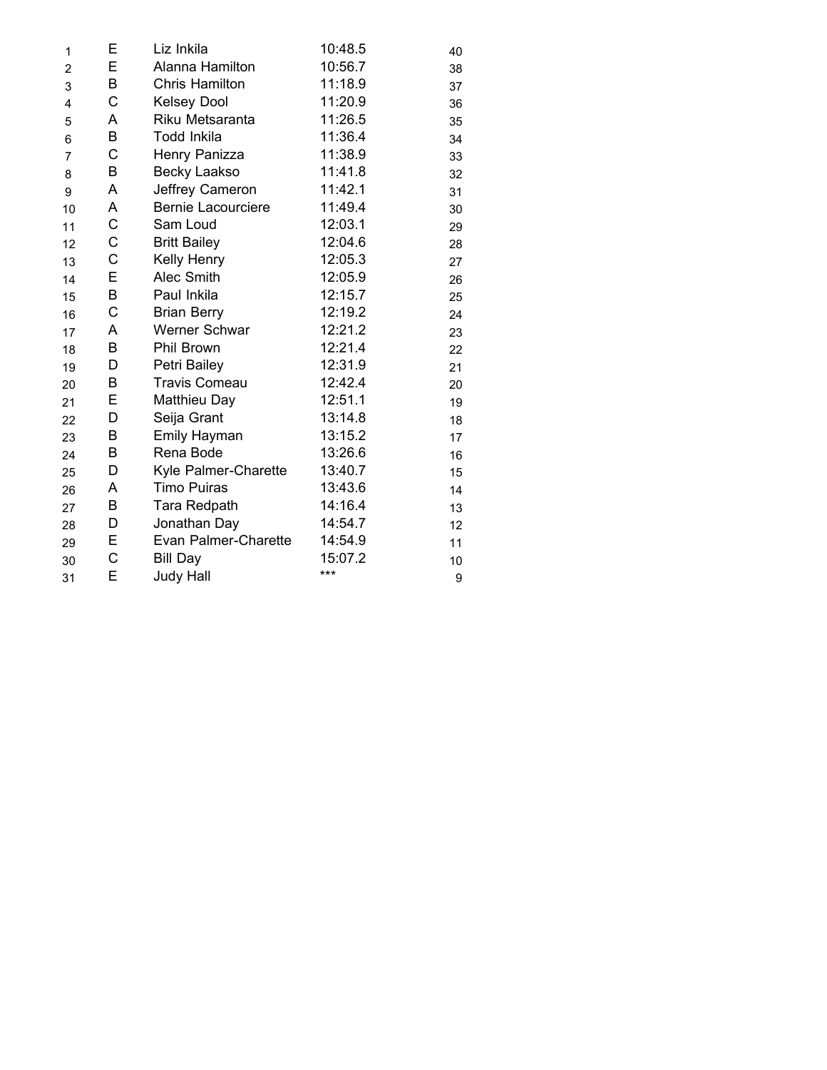| | | | | |
|---|---|---|---|---|
| 1 | E | Liz Inkila | 10:48.5 | 40 |
| 2 | E | Alanna Hamilton | 10:56.7 | 38 |
| 3 | B | Chris Hamilton | 11:18.9 | 37 |
| 4 | C | Kelsey Dool | 11:20.9 | 36 |
| 5 | A | Riku Metsaranta | 11:26.5 | 35 |
| 6 | B | Todd Inkila | 11:36.4 | 34 |
| 7 | C | Henry Panizza | 11:38.9 | 33 |
| 8 | B | Becky Laakso | 11:41.8 | 32 |
| 9 | A | Jeffrey Cameron | 11:42.1 | 31 |
| 10 | A | Bernie Lacourciere | 11:49.4 | 30 |
| 11 | C | Sam Loud | 12:03.1 | 29 |
| 12 | C | Britt Bailey | 12:04.6 | 28 |
| 13 | C | Kelly Henry | 12:05.3 | 27 |
| 14 | E | Alec Smith | 12:05.9 | 26 |
| 15 | B | Paul Inkila | 12:15.7 | 25 |
| 16 | C | Brian Berry | 12:19.2 | 24 |
| 17 | A | Werner Schwar | 12:21.2 | 23 |
| 18 | B | Phil Brown | 12:21.4 | 22 |
| 19 | D | Petri Bailey | 12:31.9 | 21 |
| 20 | B | Travis Comeau | 12:42.4 | 20 |
| 21 | E | Matthieu Day | 12:51.1 | 19 |
| 22 | D | Seija Grant | 13:14.8 | 18 |
| 23 | B | Emily Hayman | 13:15.2 | 17 |
| 24 | B | Rena Bode | 13:26.6 | 16 |
| 25 | D | Kyle Palmer-Charette | 13:40.7 | 15 |
| 26 | A | Timo Puiras | 13:43.6 | 14 |
| 27 | B | Tara Redpath | 14:16.4 | 13 |
| 28 | D | Jonathan Day | 14:54.7 | 12 |
| 29 | E | Evan Palmer-Charette | 14:54.9 | 11 |
| 30 | C | Bill Day | 15:07.2 | 10 |
| 31 | E | Judy Hall | *** | 9 |